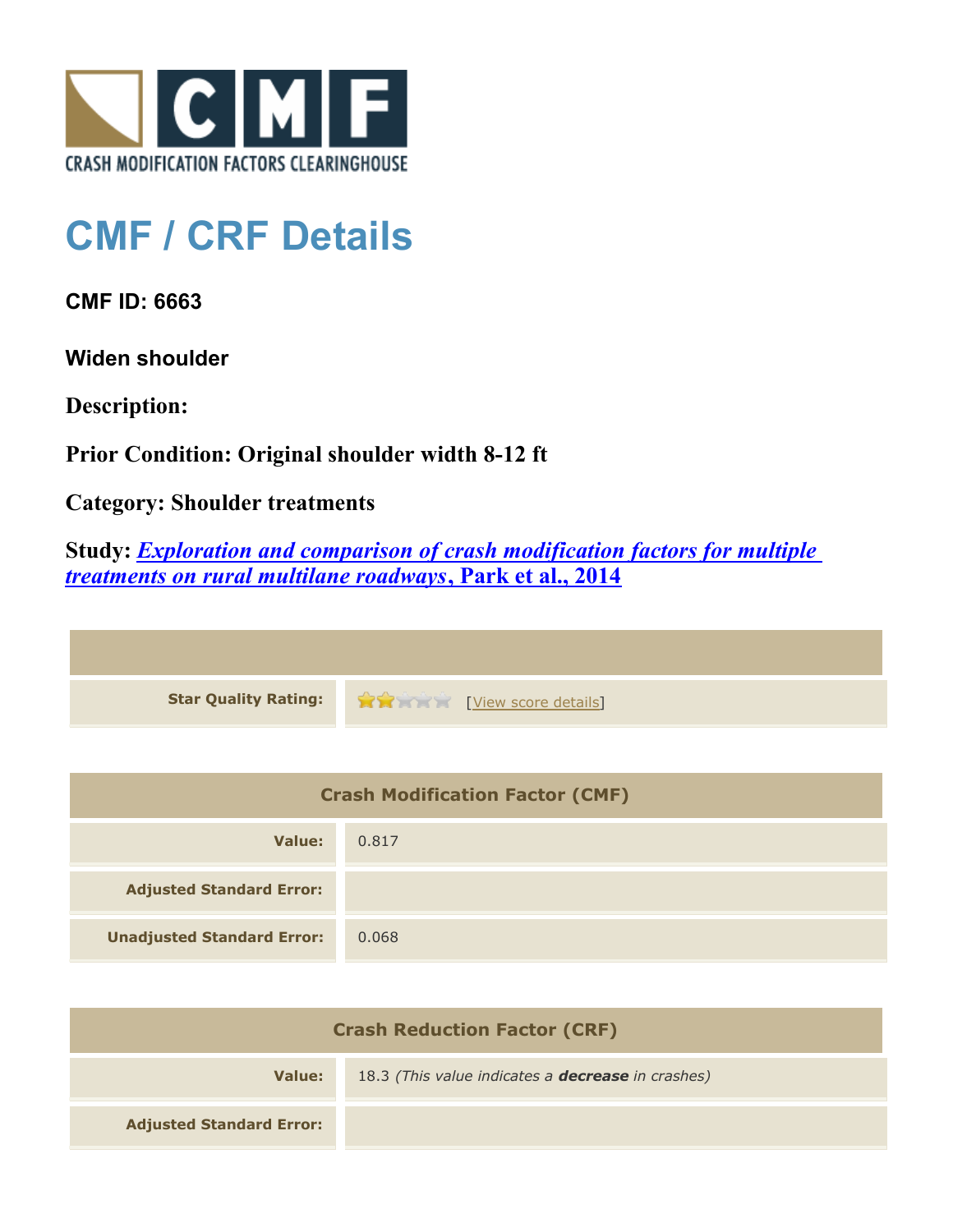CRASH MODIFICATION FACTORS CLEARINGHOUSE

# CMF / CRF Details

**CMF ID: 6663**

**Widen shoulder**

**Description:**

**Prior Condition: Original shoulder width 8-12 ft**

**Category: Shoulder treatments**

**Study:** ***Exploration and comparison of crash modification factors for multiple treatments on rural multilane roadways*****, Park et al., 2014**

| | |
|---|---|
| **Star Quality Rating:** | [View score details] |

| Crash Modification Factor (CMF) | |
|---|---|
| **Value:** | 0.817 |
| **Adjusted Standard Error:** | |
| **Unadjusted Standard Error:** | 0.068 |

| Crash Reduction Factor (CRF) | |
|---|---|
| **Value:** | 18.3 *(This value indicates a* ***decrease*** *in crashes)* |
| **Adjusted Standard Error:** | |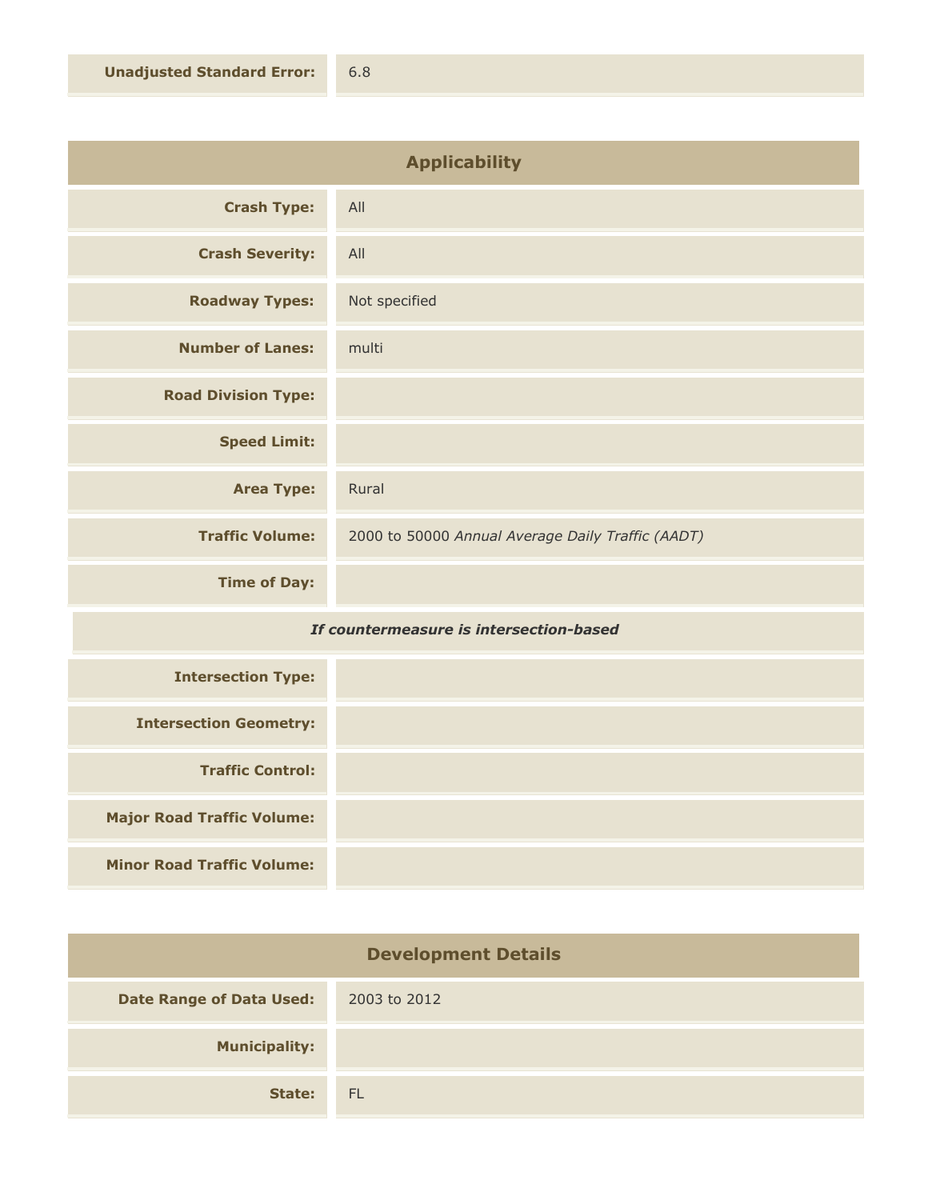| | |
|---|---|
| **Unadjusted Standard Error:** | 6.8 |

## Applicability

| | |
|---|---|
| **Crash Type:** | All |
| **Crash Severity:** | All |
| **Roadway Types:** | Not specified |
| **Number of Lanes:** | multi |
| **Road Division Type:** | |
| **Speed Limit:** | |
| **Area Type:** | Rural |
| **Traffic Volume:** | 2000 to 50000 *Annual Average Daily Traffic (AADT)* |
| **Time of Day:** | |
| ***If countermeasure is intersection-based*** | |
| **Intersection Type:** | |
| **Intersection Geometry:** | |
| **Traffic Control:** | |
| **Major Road Traffic Volume:** | |
| **Minor Road Traffic Volume:** | |

## Development Details

| | |
|---|---|
| **Date Range of Data Used:** | 2003 to 2012 |
| **Municipality:** | |
| **State:** | FL |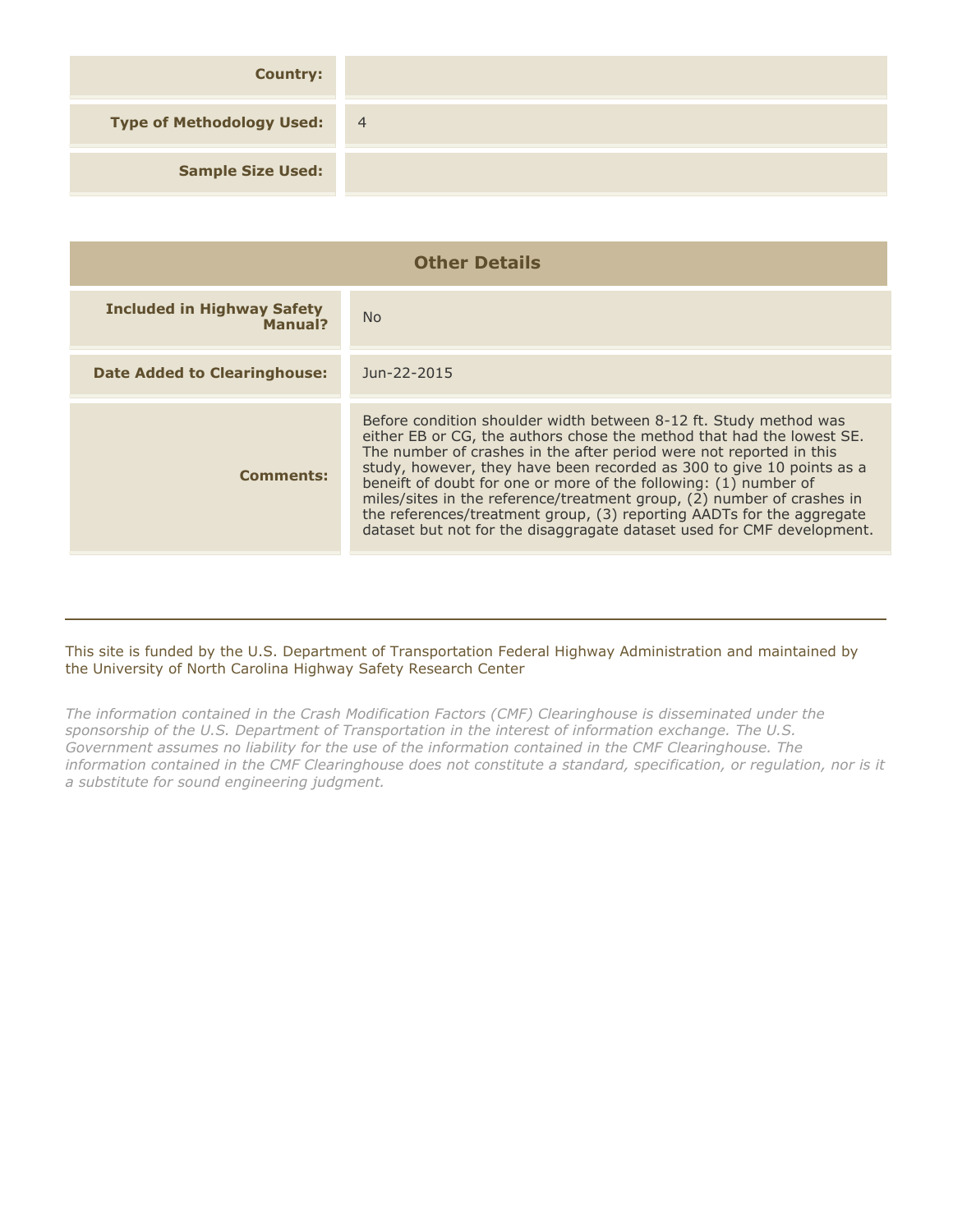| | |
|---|---|
| **Country:** | |
| **Type of Methodology Used:** | 4 |
| **Sample Size Used:** | |

## Other Details

| | |
|---|---|
| **Included in Highway Safety Manual?** | No |
| **Date Added to Clearinghouse:** | Jun-22-2015 |
| **Comments:** | Before condition shoulder width between 8-12 ft. Study method was either EB or CG, the authors chose the method that had the lowest SE. The number of crashes in the after period were not reported in this study, however, they have been recorded as 300 to give 10 points as a beneift of doubt for one or more of the following: (1) number of miles/sites in the reference/treatment group, (2) number of crashes in the references/treatment group, (3) reporting AADTs for the aggregate dataset but not for the disaggragate dataset used for CMF development. |

---

This site is funded by the U.S. Department of Transportation Federal Highway Administration and maintained by the University of North Carolina Highway Safety Research Center

*The information contained in the Crash Modification Factors (CMF) Clearinghouse is disseminated under the sponsorship of the U.S. Department of Transportation in the interest of information exchange. The U.S. Government assumes no liability for the use of the information contained in the CMF Clearinghouse. The information contained in the CMF Clearinghouse does not constitute a standard, specification, or regulation, nor is it a substitute for sound engineering judgment.*